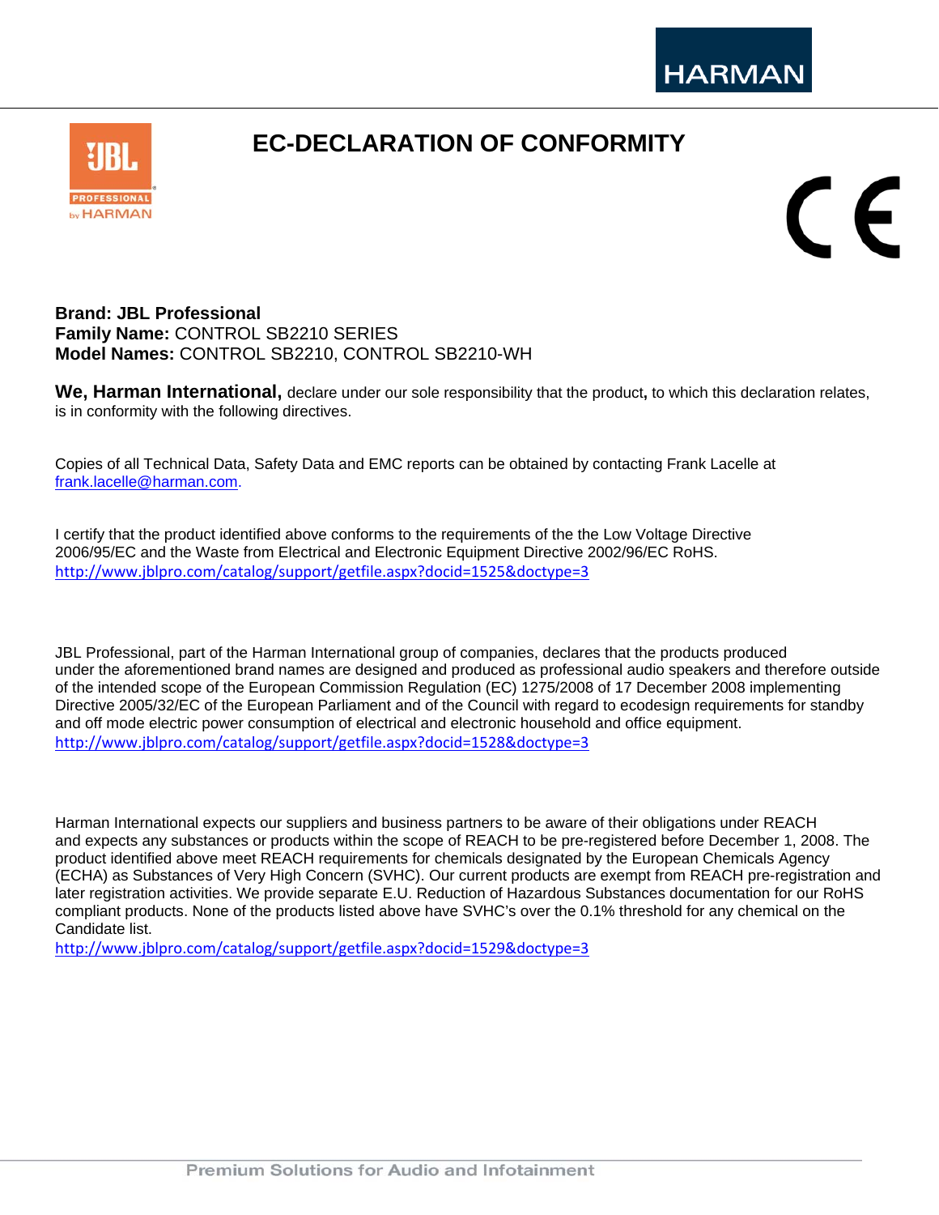# EC-DECLARATION OF CONFORMITY

**Brand: JBL Professional**
**Family Name:** CONTROL SB2210 SERIES
**Model Names:** CONTROL SB2210, CONTROL SB2210-WH

**We, Harman International,** declare under our sole responsibility that the product**,** to which this declaration relates, is in conformity with the following directives.

Copies of all Technical Data, Safety Data and EMC reports can be obtained by contacting Frank Lacelle at frank.lacelle@harman.com.

I certify that the product identified above conforms to the requirements of the the Low Voltage Directive 2006/95/EC and the Waste from Electrical and Electronic Equipment Directive 2002/96/EC RoHS.
http://www.jblpro.com/catalog/support/getfile.aspx?docid=1525&doctype=3

JBL Professional, part of the Harman International group of companies, declares that the products produced under the aforementioned brand names are designed and produced as professional audio speakers and therefore outside of the intended scope of the European Commission Regulation (EC) 1275/2008 of 17 December 2008 implementing Directive 2005/32/EC of the European Parliament and of the Council with regard to ecodesign requirements for standby and off mode electric power consumption of electrical and electronic household and office equipment.
http://www.jblpro.com/catalog/support/getfile.aspx?docid=1528&doctype=3

Harman International expects our suppliers and business partners to be aware of their obligations under REACH and expects any substances or products within the scope of REACH to be pre-registered before December 1, 2008. The product identified above meet REACH requirements for chemicals designated by the European Chemicals Agency (ECHA) as Substances of Very High Concern (SVHC). Our current products are exempt from REACH pre-registration and later registration activities. We provide separate E.U. Reduction of Hazardous Substances documentation for our RoHS compliant products. None of the products listed above have SVHC's over the 0.1% threshold for any chemical on the Candidate list.
http://www.jblpro.com/catalog/support/getfile.aspx?docid=1529&doctype=3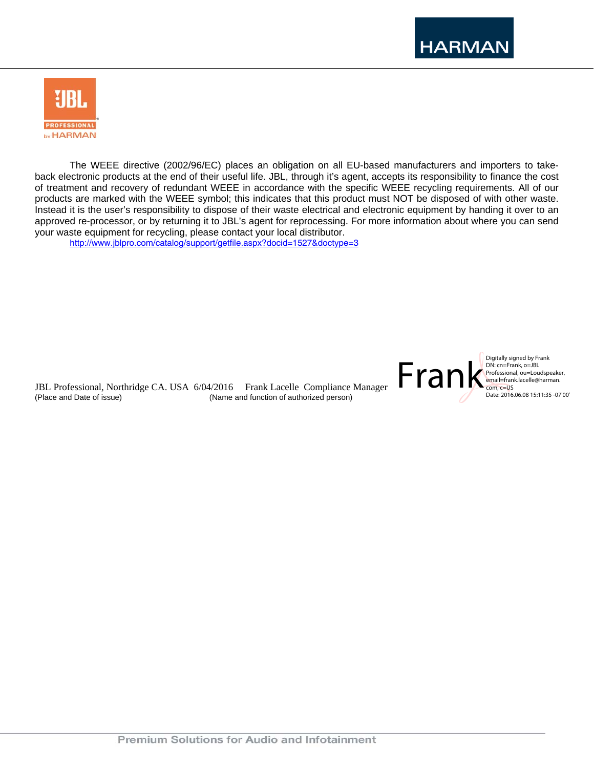The WEEE directive (2002/96/EC) places an obligation on all EU-based manufacturers and importers to take-back electronic products at the end of their useful life. JBL, through it's agent, accepts its responsibility to finance the cost of treatment and recovery of redundant WEEE in accordance with the specific WEEE recycling requirements. All of our products are marked with the WEEE symbol; this indicates that this product must NOT be disposed of with other waste. Instead it is the user's responsibility to dispose of their waste electrical and electronic equipment by handing it over to an approved re-processor, or by returning it to JBL's agent for reprocessing. For more information about where you can send your waste equipment for recycling, please contact your local distributor.

http://www.jblpro.com/catalog/support/getfile.aspx?docid=1527&doctype=3

JBL Professional, Northridge CA. USA 6/04/2016 Frank Lacelle Compliance Manager
(Place and Date of issue) (Name and function of authorized person)

Frank

Digitally signed by Frank
DN: cn=Frank, o=JBL Professional, ou=Loudspeaker, email=frank.lacelle@harman.com, c=US
Date: 2016.06.08 15:11:35 -07'00'

Premium Solutions for Audio and Infotainment